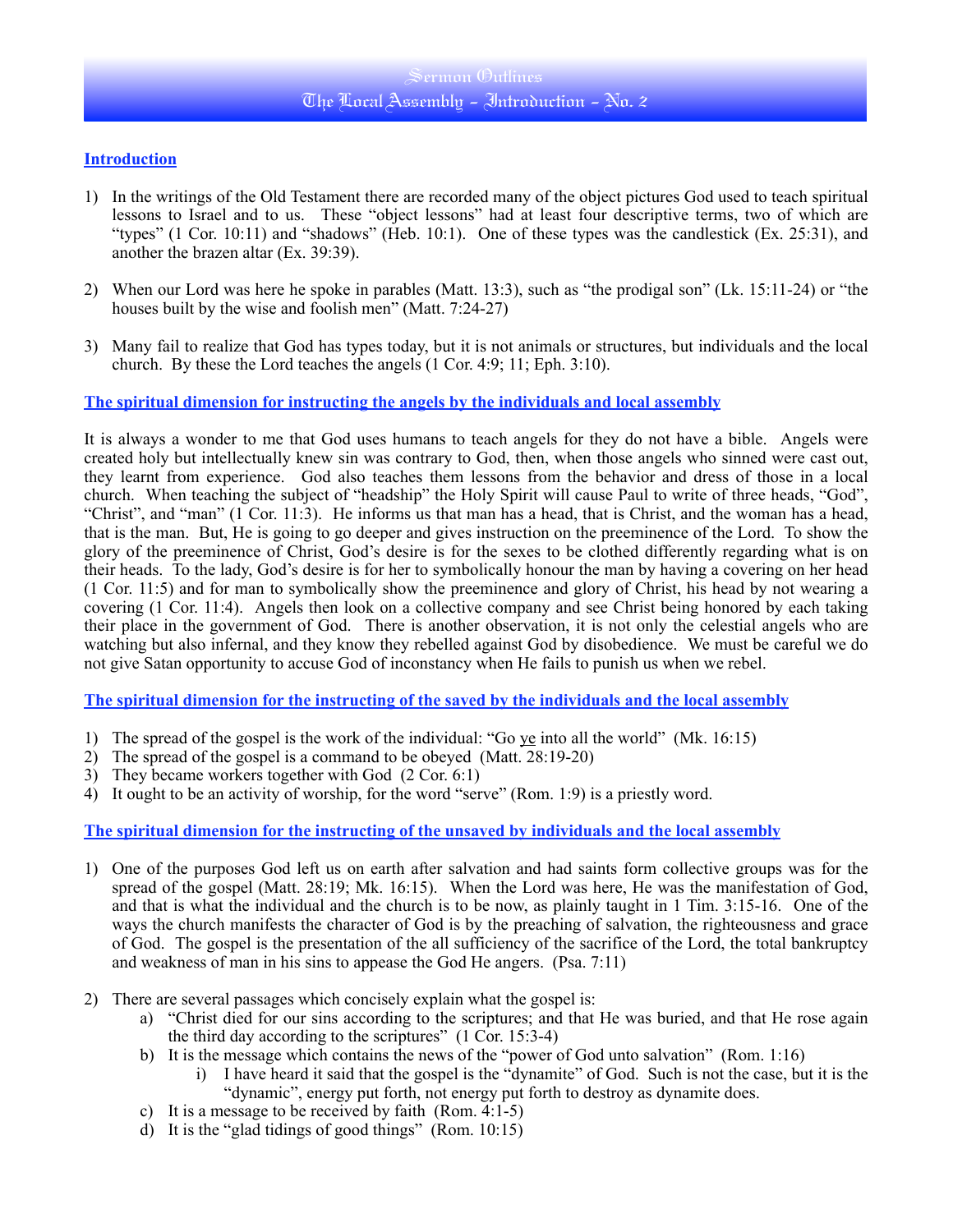# Sermon Outlines
## The Local Assembly - Introduction - No. 2

### Introduction

1) In the writings of the Old Testament there are recorded many of the object pictures God used to teach spiritual lessons to Israel and to us. These "object lessons" had at least four descriptive terms, two of which are "types" (1 Cor. 10:11) and "shadows" (Heb. 10:1). One of these types was the candlestick (Ex. 25:31), and another the brazen altar (Ex. 39:39).

2) When our Lord was here he spoke in parables (Matt. 13:3), such as "the prodigal son" (Lk. 15:11-24) or "the houses built by the wise and foolish men" (Matt. 7:24-27)

3) Many fail to realize that God has types today, but it is not animals or structures, but individuals and the local church. By these the Lord teaches the angels (1 Cor. 4:9; 11; Eph. 3:10).

### The spiritual dimension for instructing the angels by the individuals and local assembly

It is always a wonder to me that God uses humans to teach angels for they do not have a bible. Angels were created holy but intellectually knew sin was contrary to God, then, when those angels who sinned were cast out, they learnt from experience. God also teaches them lessons from the behavior and dress of those in a local church. When teaching the subject of "headship" the Holy Spirit will cause Paul to write of three heads, "God", "Christ", and "man" (1 Cor. 11:3). He informs us that man has a head, that is Christ, and the woman has a head, that is the man. But, He is going to go deeper and gives instruction on the preeminence of the Lord. To show the glory of the preeminence of Christ, God's desire is for the sexes to be clothed differently regarding what is on their heads. To the lady, God's desire is for her to symbolically honour the man by having a covering on her head (1 Cor. 11:5) and for man to symbolically show the preeminence and glory of Christ, his head by not wearing a covering (1 Cor. 11:4). Angels then look on a collective company and see Christ being honored by each taking their place in the government of God. There is another observation, it is not only the celestial angels who are watching but also infernal, and they know they rebelled against God by disobedience. We must be careful we do not give Satan opportunity to accuse God of inconstancy when He fails to punish us when we rebel.

### The spiritual dimension for the instructing of the saved by the individuals and the local assembly

1) The spread of the gospel is the work of the individual: "Go ye into all the world" (Mk. 16:15)
2) The spread of the gospel is a command to be obeyed (Matt. 28:19-20)
3) They became workers together with God (2 Cor. 6:1)
4) It ought to be an activity of worship, for the word "serve" (Rom. 1:9) is a priestly word.

### The spiritual dimension for the instructing of the unsaved by individuals and the local assembly

1) One of the purposes God left us on earth after salvation and had saints form collective groups was for the spread of the gospel (Matt. 28:19; Mk. 16:15). When the Lord was here, He was the manifestation of God, and that is what the individual and the church is to be now, as plainly taught in 1 Tim. 3:15-16. One of the ways the church manifests the character of God is by the preaching of salvation, the righteousness and grace of God. The gospel is the presentation of the all sufficiency of the sacrifice of the Lord, the total bankruptcy and weakness of man in his sins to appease the God He angers. (Psa. 7:11)

2) There are several passages which concisely explain what the gospel is:
   a) "Christ died for our sins according to the scriptures; and that He was buried, and that He rose again the third day according to the scriptures" (1 Cor. 15:3-4)
   b) It is the message which contains the news of the "power of God unto salvation" (Rom. 1:16)
      i) I have heard it said that the gospel is the "dynamite" of God. Such is not the case, but it is the "dynamic", energy put forth, not energy put forth to destroy as dynamite does.
   c) It is a message to be received by faith (Rom. 4:1-5)
   d) It is the "glad tidings of good things" (Rom. 10:15)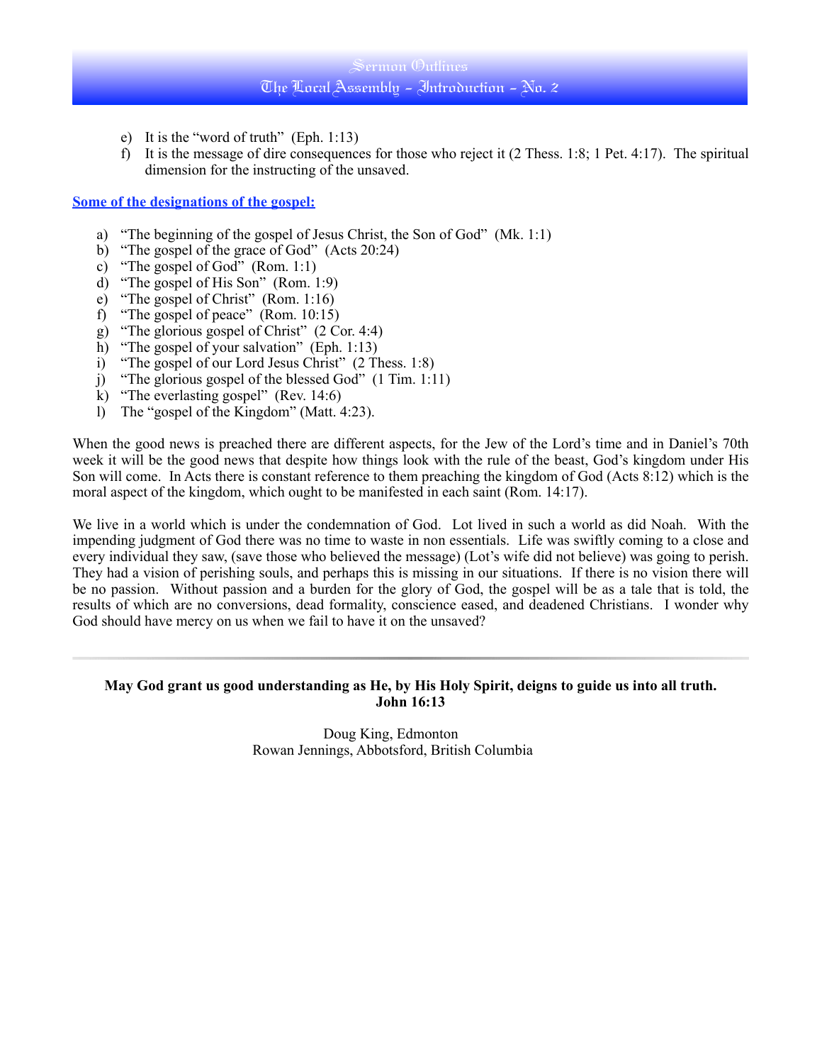e) It is the "word of truth" (Eph. 1:13)
f) It is the message of dire consequences for those who reject it (2 Thess. 1:8; 1 Pet. 4:17). The spiritual dimension for the instructing of the unsaved.

**Some of the designations of the gospel:**

a) "The beginning of the gospel of Jesus Christ, the Son of God" (Mk. 1:1)
b) "The gospel of the grace of God" (Acts 20:24)
c) "The gospel of God" (Rom. 1:1)
d) "The gospel of His Son" (Rom. 1:9)
e) "The gospel of Christ" (Rom. 1:16)
f) "The gospel of peace" (Rom. 10:15)
g) "The glorious gospel of Christ" (2 Cor. 4:4)
h) "The gospel of your salvation" (Eph. 1:13)
i) "The gospel of our Lord Jesus Christ" (2 Thess. 1:8)
j) "The glorious gospel of the blessed God" (1 Tim. 1:11)
k) "The everlasting gospel" (Rev. 14:6)
l) The "gospel of the Kingdom" (Matt. 4:23).

When the good news is preached there are different aspects, for the Jew of the Lord's time and in Daniel's 70th week it will be the good news that despite how things look with the rule of the beast, God's kingdom under His Son will come. In Acts there is constant reference to them preaching the kingdom of God (Acts 8:12) which is the moral aspect of the kingdom, which ought to be manifested in each saint (Rom. 14:17).

We live in a world which is under the condemnation of God. Lot lived in such a world as did Noah. With the impending judgment of God there was no time to waste in non essentials. Life was swiftly coming to a close and every individual they saw, (save those who believed the message) (Lot's wife did not believe) was going to perish. They had a vision of perishing souls, and perhaps this is missing in our situations. If there is no vision there will be no passion. Without passion and a burden for the glory of God, the gospel will be as a tale that is told, the results of which are no conversions, dead formality, conscience eased, and deadened Christians. I wonder why God should have mercy on us when we fail to have it on the unsaved?

---

**May God grant us good understanding as He, by His Holy Spirit, deigns to guide us into all truth. John 16:13**

Doug King, Edmonton
Rowan Jennings, Abbotsford, British Columbia